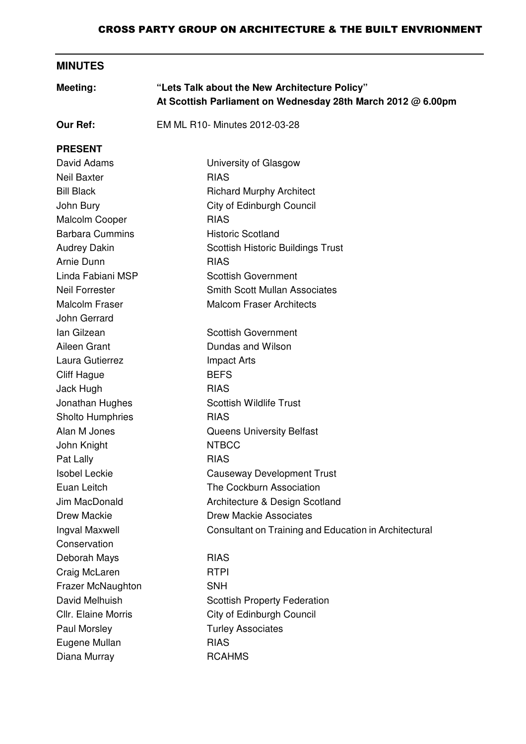# CROSS PARTY GROUP ON ARCHITECTURE & THE BUILT ENVRIONMENT

## MINUTES

**Meeting:** **"Lets Talk about the New Architecture Policy"**
**At Scottish Parliament on Wednesday 28th March 2012 @ 6.00pm**

**Our Ref:** EM ML R10- Minutes 2012-03-28

**PRESENT**

| | |
|---|---|
| David Adams | University of Glasgow |
| Neil Baxter | RIAS |
| Bill Black | Richard Murphy Architect |
| John Bury | City of Edinburgh Council |
| Malcolm Cooper | RIAS |
| Barbara Cummins | Historic Scotland |
| Audrey Dakin | Scottish Historic Buildings Trust |
| Arnie Dunn | RIAS |
| Linda Fabiani MSP | Scottish Government |
| Neil Forrester | Smith Scott Mullan Associates |
| Malcolm Fraser | Malcom Fraser Architects |
| John Gerrard | |
| Ian Gilzean | Scottish Government |
| Aileen Grant | Dundas and Wilson |
| Laura Gutierrez | Impact Arts |
| Cliff Hague | BEFS |
| Jack Hugh | RIAS |
| Jonathan Hughes | Scottish Wildlife Trust |
| Sholto Humphries | RIAS |
| Alan M Jones | Queens University Belfast |
| John Knight | NTBCC |
| Pat Lally | RIAS |
| Isobel Leckie | Causeway Development Trust |
| Euan Leitch | The Cockburn Association |
| Jim MacDonald | Architecture & Design Scotland |
| Drew Mackie | Drew Mackie Associates |
| Ingval Maxwell | Consultant on Training and Education in Architectural Conservation |
| Deborah Mays | RIAS |
| Craig McLaren | RTPI |
| Frazer McNaughton | SNH |
| David Melhuish | Scottish Property Federation |
| Cllr. Elaine Morris | City of Edinburgh Council |
| Paul Morsley | Turley Associates |
| Eugene Mullan | RIAS |
| Diana Murray | RCAHMS |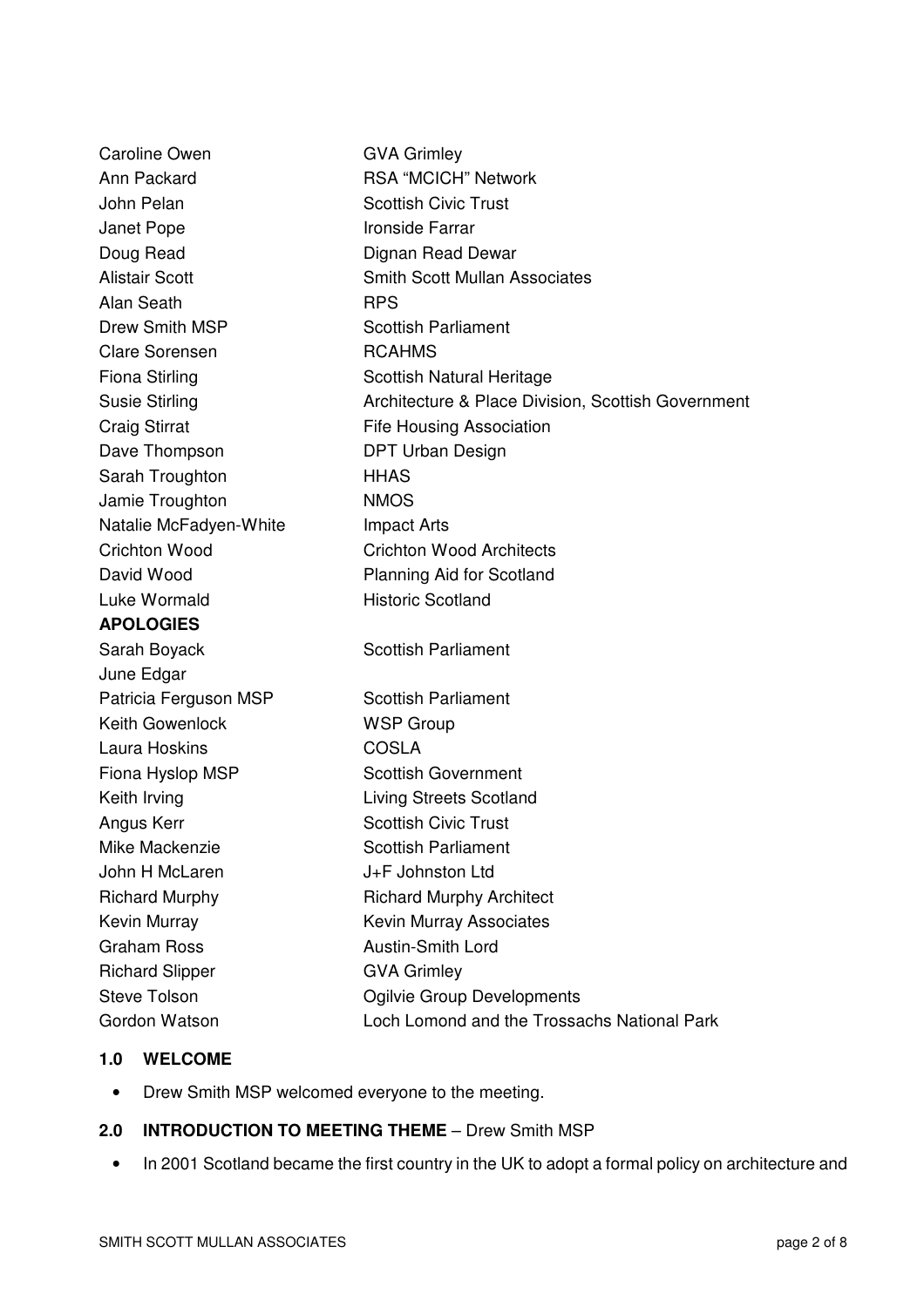| | |
|---|---|
| Caroline Owen | GVA Grimley |
| Ann Packard | RSA "MCICH" Network |
| John Pelan | Scottish Civic Trust |
| Janet Pope | Ironside Farrar |
| Doug Read | Dignan Read Dewar |
| Alistair Scott | Smith Scott Mullan Associates |
| Alan Seath | RPS |
| Drew Smith MSP | Scottish Parliament |
| Clare Sorensen | RCAHMS |
| Fiona Stirling | Scottish Natural Heritage |
| Susie Stirling | Architecture & Place Division, Scottish Government |
| Craig Stirrat | Fife Housing Association |
| Dave Thompson | DPT Urban Design |
| Sarah Troughton | HHAS |
| Jamie Troughton | NMOS |
| Natalie McFadyen-White | Impact Arts |
| Crichton Wood | Crichton Wood Architects |
| David Wood | Planning Aid for Scotland |
| Luke Wormald | Historic Scotland |

**APOLOGIES**

| | |
|---|---|
| Sarah Boyack | Scottish Parliament |
| June Edgar | |
| Patricia Ferguson MSP | Scottish Parliament |
| Keith Gowenlock | WSP Group |
| Laura Hoskins | COSLA |
| Fiona Hyslop MSP | Scottish Government |
| Keith Irving | Living Streets Scotland |
| Angus Kerr | Scottish Civic Trust |
| Mike Mackenzie | Scottish Parliament |
| John H McLaren | J+F Johnston Ltd |
| Richard Murphy | Richard Murphy Architect |
| Kevin Murray | Kevin Murray Associates |
| Graham Ross | Austin-Smith Lord |
| Richard Slipper | GVA Grimley |
| Steve Tolson | Ogilvie Group Developments |
| Gordon Watson | Loch Lomond and the Trossachs National Park |

**1.0 WELCOME**

- Drew Smith MSP welcomed everyone to the meeting.

**2.0 INTRODUCTION TO MEETING THEME** – Drew Smith MSP

- In 2001 Scotland became the first country in the UK to adopt a formal policy on architecture and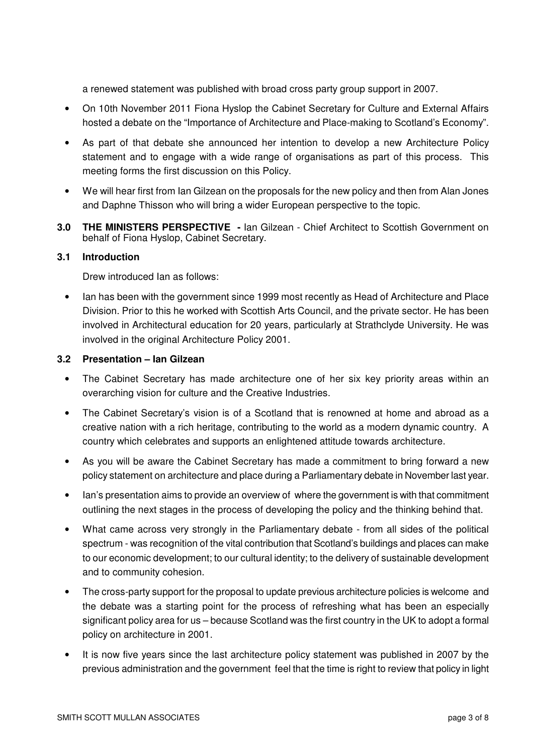a renewed statement was published with broad cross party group support in 2007.

- On 10th November 2011 Fiona Hyslop the Cabinet Secretary for Culture and External Affairs hosted a debate on the "Importance of Architecture and Place-making to Scotland's Economy".
- As part of that debate she announced her intention to develop a new Architecture Policy statement and to engage with a wide range of organisations as part of this process. This meeting forms the first discussion on this Policy.
- We will hear first from Ian Gilzean on the proposals for the new policy and then from Alan Jones and Daphne Thisson who will bring a wider European perspective to the topic.

**3.0 THE MINISTERS PERSPECTIVE -** Ian Gilzean - Chief Architect to Scottish Government on behalf of Fiona Hyslop, Cabinet Secretary.

**3.1 Introduction**

Drew introduced Ian as follows:

- Ian has been with the government since 1999 most recently as Head of Architecture and Place Division. Prior to this he worked with Scottish Arts Council, and the private sector. He has been involved in Architectural education for 20 years, particularly at Strathclyde University. He was involved in the original Architecture Policy 2001.

**3.2 Presentation – Ian Gilzean**

- The Cabinet Secretary has made architecture one of her six key priority areas within an overarching vision for culture and the Creative Industries.
- The Cabinet Secretary's vision is of a Scotland that is renowned at home and abroad as a creative nation with a rich heritage, contributing to the world as a modern dynamic country. A country which celebrates and supports an enlightened attitude towards architecture.
- As you will be aware the Cabinet Secretary has made a commitment to bring forward a new policy statement on architecture and place during a Parliamentary debate in November last year.
- Ian's presentation aims to provide an overview of where the government is with that commitment outlining the next stages in the process of developing the policy and the thinking behind that.
- What came across very strongly in the Parliamentary debate - from all sides of the political spectrum - was recognition of the vital contribution that Scotland's buildings and places can make to our economic development; to our cultural identity; to the delivery of sustainable development and to community cohesion.
- The cross-party support for the proposal to update previous architecture policies is welcome and the debate was a starting point for the process of refreshing what has been an especially significant policy area for us – because Scotland was the first country in the UK to adopt a formal policy on architecture in 2001.
- It is now five years since the last architecture policy statement was published in 2007 by the previous administration and the government feel that the time is right to review that policy in light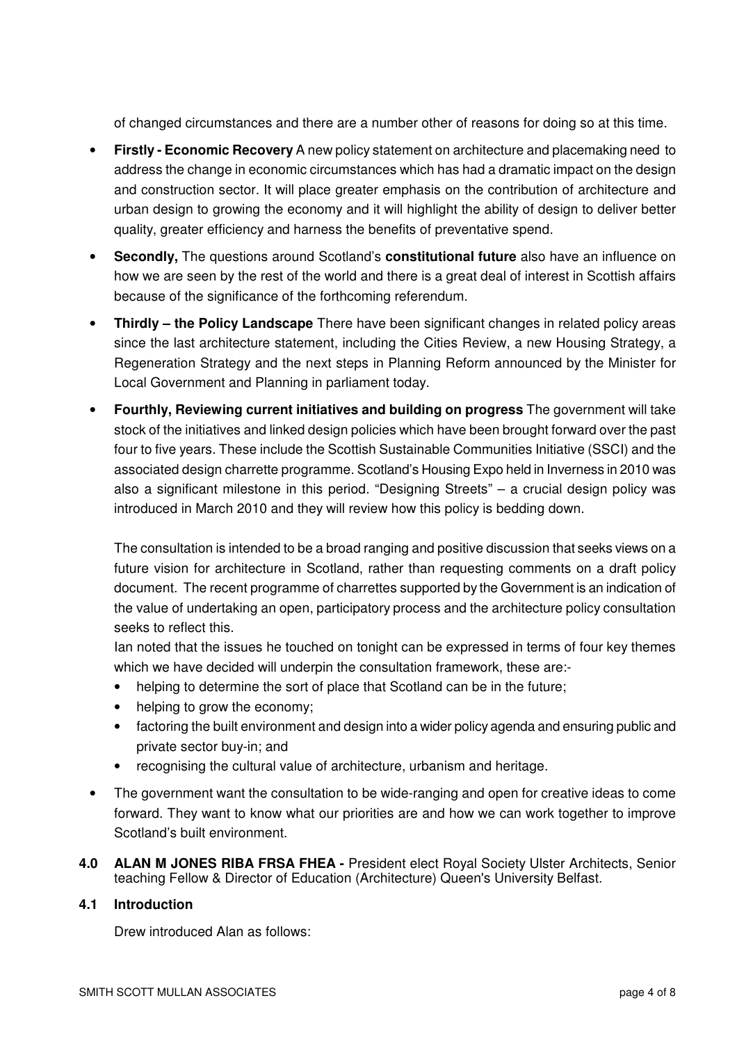of changed circumstances and there are a number other of reasons for doing so at this time.

- **Firstly - Economic Recovery** A new policy statement on architecture and placemaking need to address the change in economic circumstances which has had a dramatic impact on the design and construction sector. It will place greater emphasis on the contribution of architecture and urban design to growing the economy and it will highlight the ability of design to deliver better quality, greater efficiency and harness the benefits of preventative spend.
- **Secondly,** The questions around Scotland's **constitutional future** also have an influence on how we are seen by the rest of the world and there is a great deal of interest in Scottish affairs because of the significance of the forthcoming referendum.
- **Thirdly – the Policy Landscape** There have been significant changes in related policy areas since the last architecture statement, including the Cities Review, a new Housing Strategy, a Regeneration Strategy and the next steps in Planning Reform announced by the Minister for Local Government and Planning in parliament today.
- **Fourthly, Reviewing current initiatives and building on progress** The government will take stock of the initiatives and linked design policies which have been brought forward over the past four to five years. These include the Scottish Sustainable Communities Initiative (SSCI) and the associated design charrette programme. Scotland's Housing Expo held in Inverness in 2010 was also a significant milestone in this period. "Designing Streets" – a crucial design policy was introduced in March 2010 and they will review how this policy is bedding down.

  The consultation is intended to be a broad ranging and positive discussion that seeks views on a future vision for architecture in Scotland, rather than requesting comments on a draft policy document. The recent programme of charrettes supported by the Government is an indication of the value of undertaking an open, participatory process and the architecture policy consultation seeks to reflect this.

  Ian noted that the issues he touched on tonight can be expressed in terms of four key themes which we have decided will underpin the consultation framework, these are:-

  - helping to determine the sort of place that Scotland can be in the future;
  - helping to grow the economy;
  - factoring the built environment and design into a wider policy agenda and ensuring public and private sector buy-in; and
  - recognising the cultural value of architecture, urbanism and heritage.

- The government want the consultation to be wide-ranging and open for creative ideas to come forward. They want to know what our priorities are and how we can work together to improve Scotland's built environment.

**4.0 ALAN M JONES RIBA FRSA FHEA -** President elect Royal Society Ulster Architects, Senior teaching Fellow & Director of Education (Architecture) Queen's University Belfast.

**4.1 Introduction**

Drew introduced Alan as follows: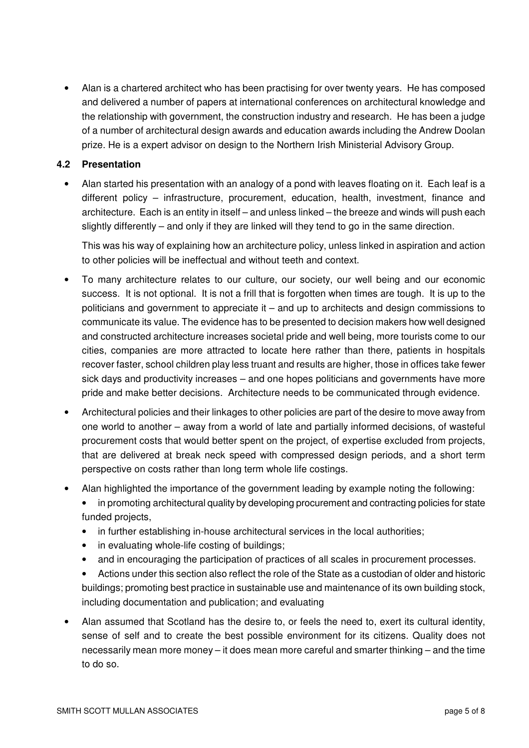- Alan is a chartered architect who has been practising for over twenty years. He has composed and delivered a number of papers at international conferences on architectural knowledge and the relationship with government, the construction industry and research. He has been a judge of a number of architectural design awards and education awards including the Andrew Doolan prize. He is a expert advisor on design to the Northern Irish Ministerial Advisory Group.

### 4.2 Presentation

- Alan started his presentation with an analogy of a pond with leaves floating on it. Each leaf is a different policy – infrastructure, procurement, education, health, investment, finance and architecture. Each is an entity in itself – and unless linked – the breeze and winds will push each slightly differently – and only if they are linked will they tend to go in the same direction.

  This was his way of explaining how an architecture policy, unless linked in aspiration and action to other policies will be ineffectual and without teeth and context.

- To many architecture relates to our culture, our society, our well being and our economic success. It is not optional. It is not a frill that is forgotten when times are tough. It is up to the politicians and government to appreciate it – and up to architects and design commissions to communicate its value. The evidence has to be presented to decision makers how well designed and constructed architecture increases societal pride and well being, more tourists come to our cities, companies are more attracted to locate here rather than there, patients in hospitals recover faster, school children play less truant and results are higher, those in offices take fewer sick days and productivity increases – and one hopes politicians and governments have more pride and make better decisions. Architecture needs to be communicated through evidence.

- Architectural policies and their linkages to other policies are part of the desire to move away from one world to another – away from a world of late and partially informed decisions, of wasteful procurement costs that would better spent on the project, of expertise excluded from projects, that are delivered at break neck speed with compressed design periods, and a short term perspective on costs rather than long term whole life costings.

- Alan highlighted the importance of the government leading by example noting the following:
  - in promoting architectural quality by developing procurement and contracting policies for state funded projects,
  - in further establishing in-house architectural services in the local authorities;
  - in evaluating whole-life costing of buildings;
  - and in encouraging the participation of practices of all scales in procurement processes.
  - Actions under this section also reflect the role of the State as a custodian of older and historic buildings; promoting best practice in sustainable use and maintenance of its own building stock, including documentation and publication; and evaluating

- Alan assumed that Scotland has the desire to, or feels the need to, exert its cultural identity, sense of self and to create the best possible environment for its citizens. Quality does not necessarily mean more money – it does mean more careful and smarter thinking – and the time to do so.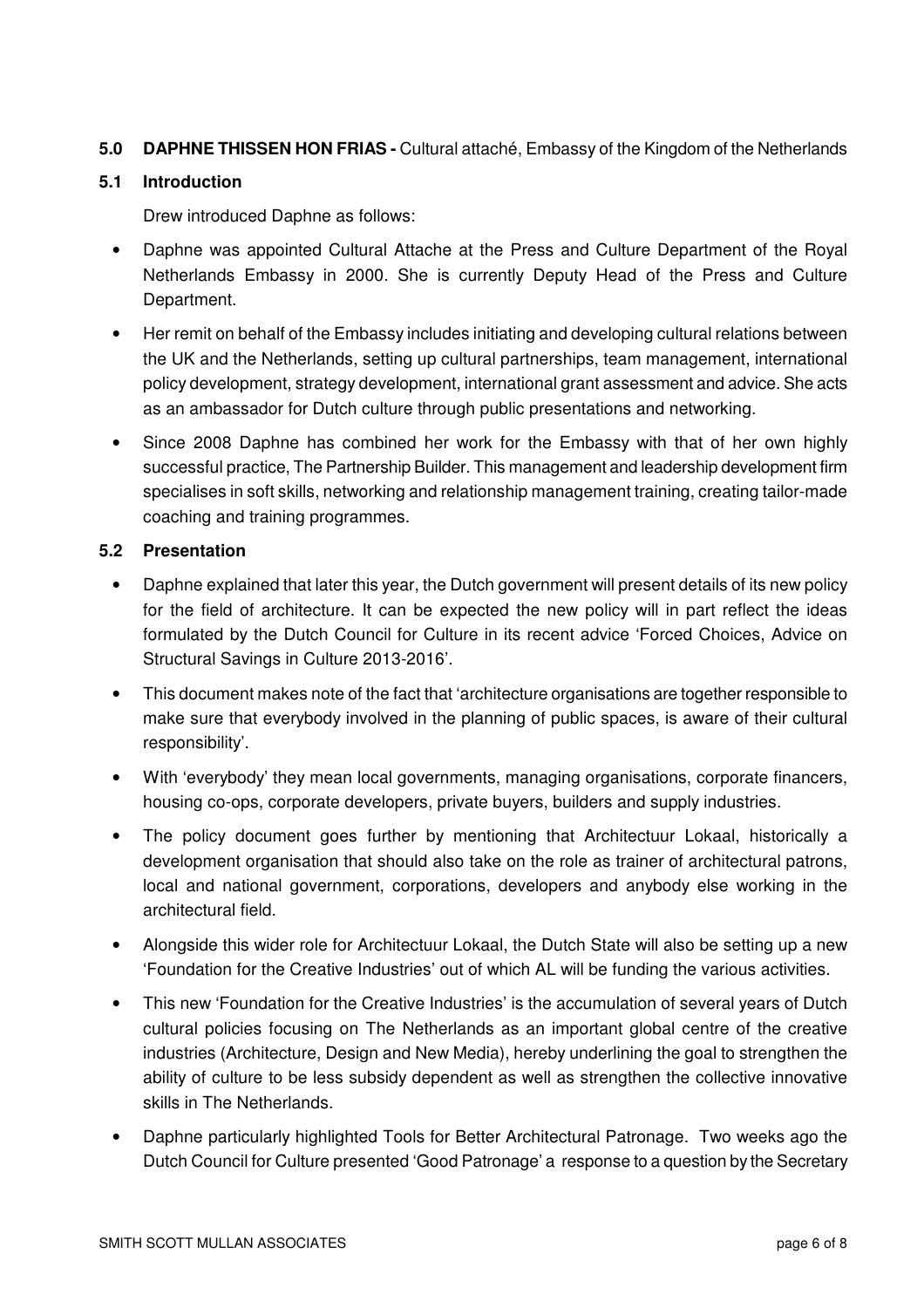## 5.0 DAPHNE THISSEN HON FRIAS - Cultural attaché, Embassy of the Kingdom of the Netherlands

### 5.1 Introduction

Drew introduced Daphne as follows:

- Daphne was appointed Cultural Attache at the Press and Culture Department of the Royal Netherlands Embassy in 2000. She is currently Deputy Head of the Press and Culture Department.
- Her remit on behalf of the Embassy includes initiating and developing cultural relations between the UK and the Netherlands, setting up cultural partnerships, team management, international policy development, strategy development, international grant assessment and advice. She acts as an ambassador for Dutch culture through public presentations and networking.
- Since 2008 Daphne has combined her work for the Embassy with that of her own highly successful practice, The Partnership Builder. This management and leadership development firm specialises in soft skills, networking and relationship management training, creating tailor-made coaching and training programmes.

### 5.2 Presentation

- Daphne explained that later this year, the Dutch government will present details of its new policy for the field of architecture. It can be expected the new policy will in part reflect the ideas formulated by the Dutch Council for Culture in its recent advice 'Forced Choices, Advice on Structural Savings in Culture 2013-2016'.
- This document makes note of the fact that 'architecture organisations are together responsible to make sure that everybody involved in the planning of public spaces, is aware of their cultural responsibility'.
- With 'everybody' they mean local governments, managing organisations, corporate financers, housing co-ops, corporate developers, private buyers, builders and supply industries.
- The policy document goes further by mentioning that Architectuur Lokaal, historically a development organisation that should also take on the role as trainer of architectural patrons, local and national government, corporations, developers and anybody else working in the architectural field.
- Alongside this wider role for Architectuur Lokaal, the Dutch State will also be setting up a new 'Foundation for the Creative Industries' out of which AL will be funding the various activities.
- This new 'Foundation for the Creative Industries' is the accumulation of several years of Dutch cultural policies focusing on The Netherlands as an important global centre of the creative industries (Architecture, Design and New Media), hereby underlining the goal to strengthen the ability of culture to be less subsidy dependent as well as strengthen the collective innovative skills in The Netherlands.
- Daphne particularly highlighted Tools for Better Architectural Patronage. Two weeks ago the Dutch Council for Culture presented 'Good Patronage' a response to a question by the Secretary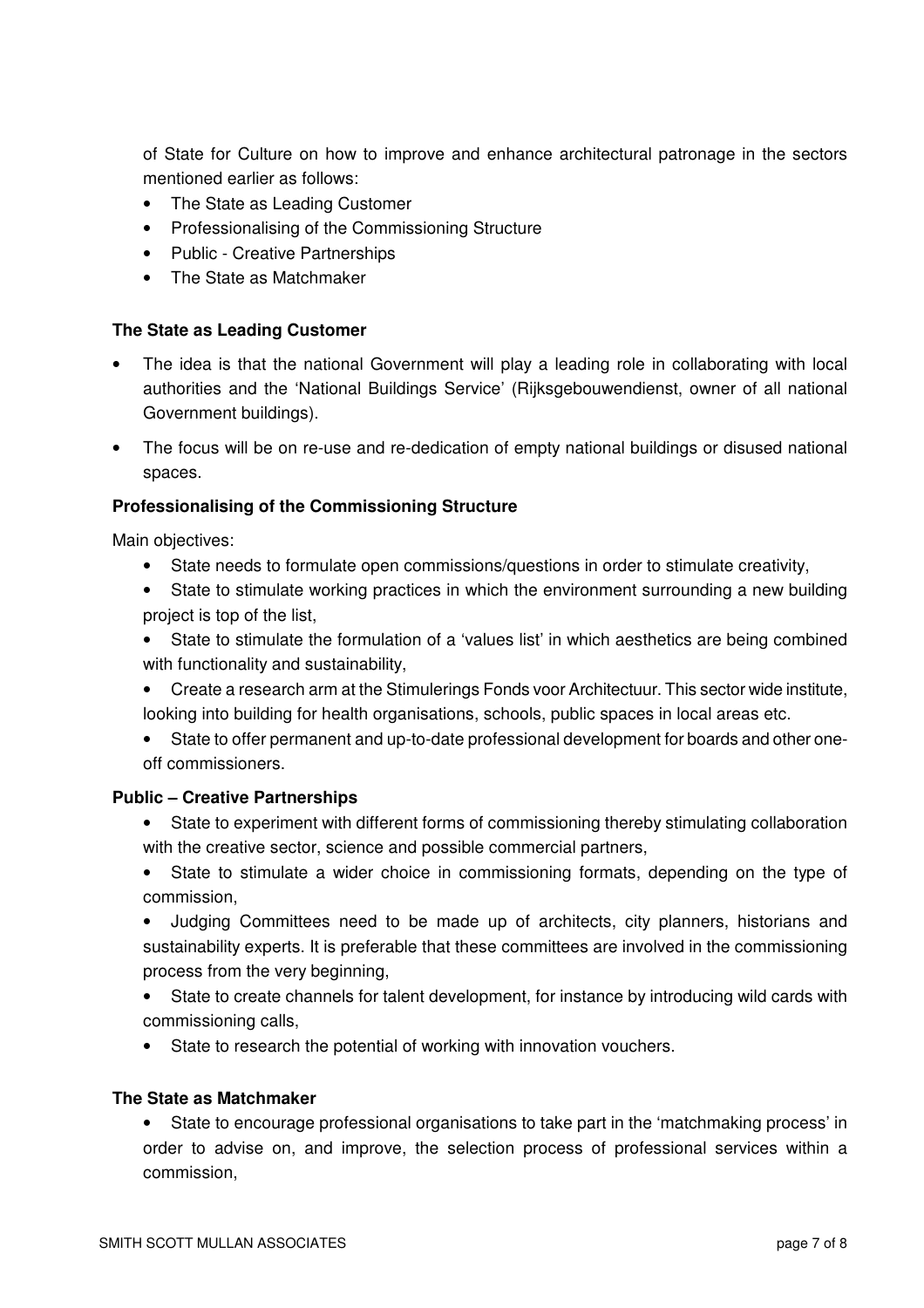of State for Culture on how to improve and enhance architectural patronage in the sectors mentioned earlier as follows:

- The State as Leading Customer
- Professionalising of the Commissioning Structure
- Public - Creative Partnerships
- The State as Matchmaker

**The State as Leading Customer**

- The idea is that the national Government will play a leading role in collaborating with local authorities and the 'National Buildings Service' (Rijksgebouwendienst, owner of all national Government buildings).
- The focus will be on re-use and re-dedication of empty national buildings or disused national spaces.

**Professionalising of the Commissioning Structure**

Main objectives:

- State needs to formulate open commissions/questions in order to stimulate creativity,
- State to stimulate working practices in which the environment surrounding a new building project is top of the list,
- State to stimulate the formulation of a 'values list' in which aesthetics are being combined with functionality and sustainability,
- Create a research arm at the Stimulerings Fonds voor Architectuur. This sector wide institute, looking into building for health organisations, schools, public spaces in local areas etc.
- State to offer permanent and up-to-date professional development for boards and other one-off commissioners.

**Public – Creative Partnerships**

- State to experiment with different forms of commissioning thereby stimulating collaboration with the creative sector, science and possible commercial partners,
- State to stimulate a wider choice in commissioning formats, depending on the type of commission,
- Judging Committees need to be made up of architects, city planners, historians and sustainability experts. It is preferable that these committees are involved in the commissioning process from the very beginning,
- State to create channels for talent development, for instance by introducing wild cards with commissioning calls,
- State to research the potential of working with innovation vouchers.

**The State as Matchmaker**

- State to encourage professional organisations to take part in the 'matchmaking process' in order to advise on, and improve, the selection process of professional services within a commission,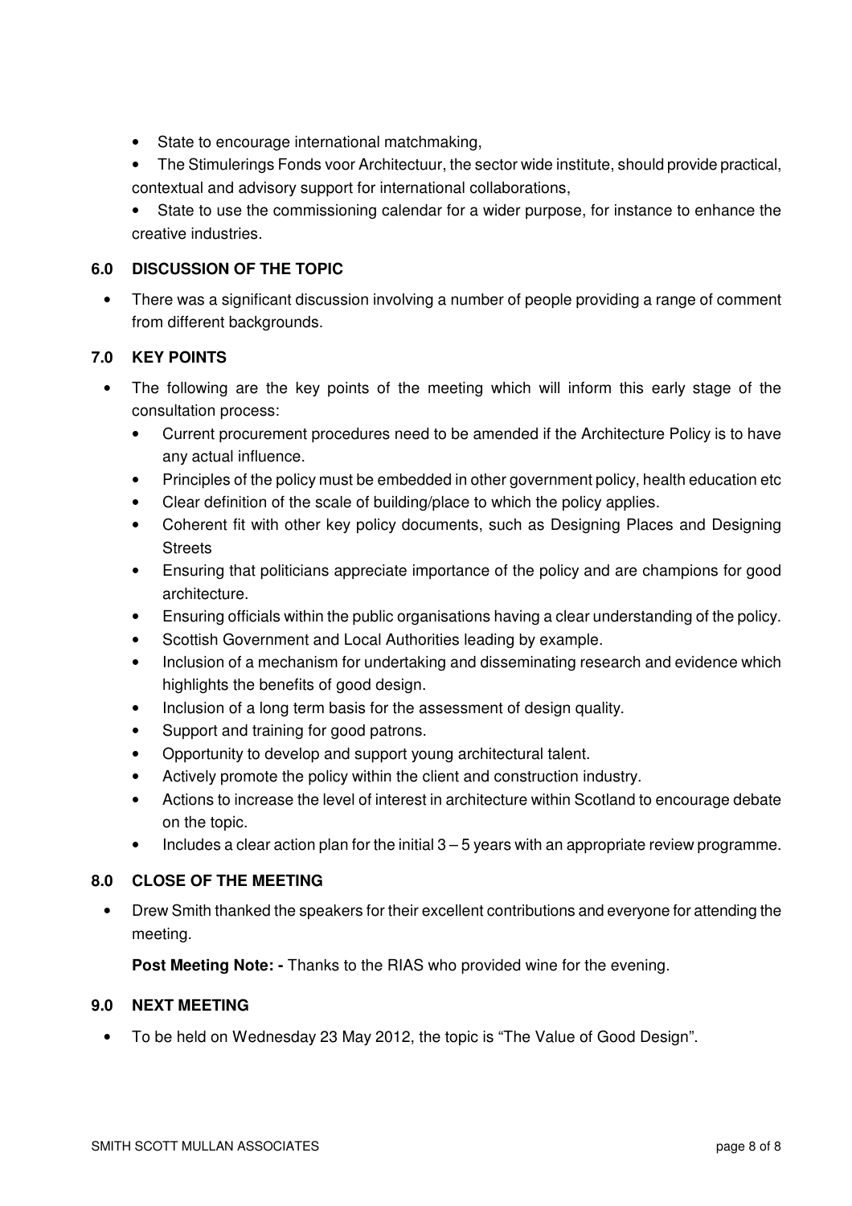- State to encourage international matchmaking,
- The Stimulerings Fonds voor Architectuur, the sector wide institute, should provide practical, contextual and advisory support for international collaborations,
- State to use the commissioning calendar for a wider purpose, for instance to enhance the creative industries.

## 6.0 DISCUSSION OF THE TOPIC

- There was a significant discussion involving a number of people providing a range of comment from different backgrounds.

## 7.0 KEY POINTS

- The following are the key points of the meeting which will inform this early stage of the consultation process:
  - Current procurement procedures need to be amended if the Architecture Policy is to have any actual influence.
  - Principles of the policy must be embedded in other government policy, health education etc
  - Clear definition of the scale of building/place to which the policy applies.
  - Coherent fit with other key policy documents, such as Designing Places and Designing Streets
  - Ensuring that politicians appreciate importance of the policy and are champions for good architecture.
  - Ensuring officials within the public organisations having a clear understanding of the policy.
  - Scottish Government and Local Authorities leading by example.
  - Inclusion of a mechanism for undertaking and disseminating research and evidence which highlights the benefits of good design.
  - Inclusion of a long term basis for the assessment of design quality.
  - Support and training for good patrons.
  - Opportunity to develop and support young architectural talent.
  - Actively promote the policy within the client and construction industry.
  - Actions to increase the level of interest in architecture within Scotland to encourage debate on the topic.
  - Includes a clear action plan for the initial 3 – 5 years with an appropriate review programme.

## 8.0 CLOSE OF THE MEETING

- Drew Smith thanked the speakers for their excellent contributions and everyone for attending the meeting.

  **Post Meeting Note: -** Thanks to the RIAS who provided wine for the evening.

## 9.0 NEXT MEETING

- To be held on Wednesday 23 May 2012, the topic is "The Value of Good Design".